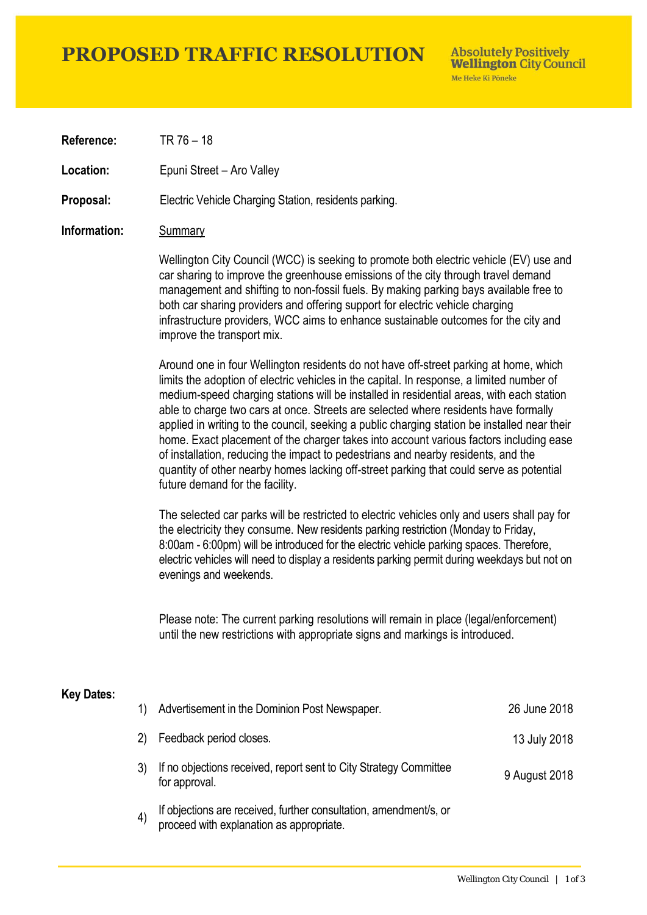# PROPOSED TRAFFIC RESOLUTION

Absolutely Positively **Wellington** City Council
Me Heke Ki Pōneke

**Reference:** TR 76 – 18

**Location:** Epuni Street – Aro Valley

**Proposal:** Electric Vehicle Charging Station, residents parking.

**Information:** Summary

Wellington City Council (WCC) is seeking to promote both electric vehicle (EV) use and car sharing to improve the greenhouse emissions of the city through travel demand management and shifting to non-fossil fuels. By making parking bays available free to both car sharing providers and offering support for electric vehicle charging infrastructure providers, WCC aims to enhance sustainable outcomes for the city and improve the transport mix.

Around one in four Wellington residents do not have off-street parking at home, which limits the adoption of electric vehicles in the capital. In response, a limited number of medium-speed charging stations will be installed in residential areas, with each station able to charge two cars at once. Streets are selected where residents have formally applied in writing to the council, seeking a public charging station be installed near their home. Exact placement of the charger takes into account various factors including ease of installation, reducing the impact to pedestrians and nearby residents, and the quantity of other nearby homes lacking off-street parking that could serve as potential future demand for the facility.

The selected car parks will be restricted to electric vehicles only and users shall pay for the electricity they consume. New residents parking restriction (Monday to Friday, 8:00am - 6:00pm) will be introduced for the electric vehicle parking spaces. Therefore, electric vehicles will need to display a residents parking permit during weekdays but not on evenings and weekends.

Please note: The current parking resolutions will remain in place (legal/enforcement) until the new restrictions with appropriate signs and markings is introduced.

**Key Dates:**

| | | |
|---|---|---|
| 1) | Advertisement in the Dominion Post Newspaper. | 26 June 2018 |
| 2) | Feedback period closes. | 13 July 2018 |
| 3) | If no objections received, report sent to City Strategy Committee for approval. | 9 August 2018 |
| 4) | If objections are received, further consultation, amendment/s, or proceed with explanation as appropriate. | |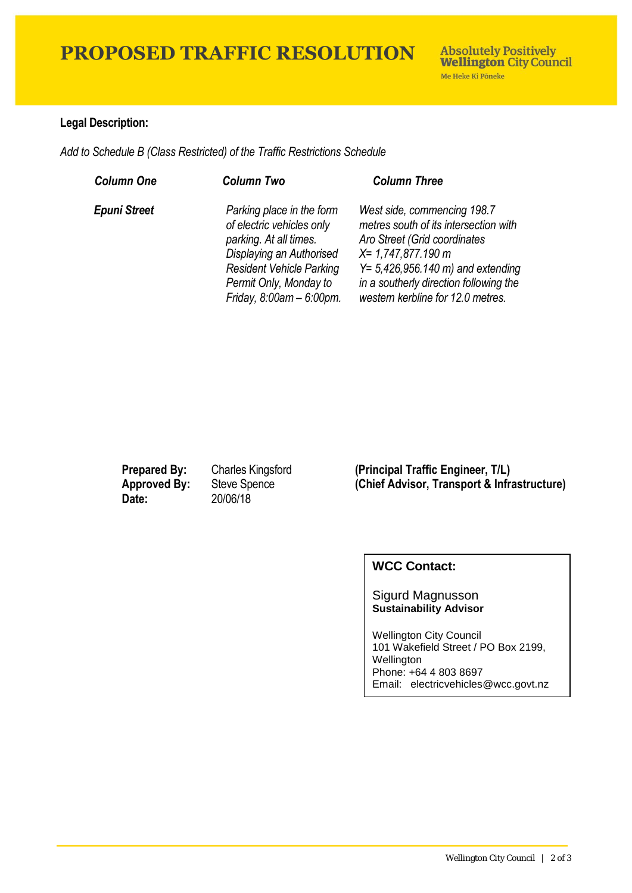# PROPOSED TRAFFIC RESOLUTION

Absolutely Positively **Wellington** City Council
Me Heke Ki Pōneke

**Legal Description:**

*Add to Schedule B (Class Restricted) of the Traffic Restrictions Schedule*

| *Column One* | *Column Two* | *Column Three* |
| --- | --- | --- |
| ***Epuni Street*** | *Parking place in the form of electric vehicles only parking. At all times. Displaying an Authorised Resident Vehicle Parking Permit Only, Monday to Friday, 8:00am – 6:00pm.* | *West side, commencing 198.7 metres south of its intersection with Aro Street (Grid coordinates X= 1,747,877.190 m Y= 5,426,956.140 m) and extending in a southerly direction following the western kerbline for 12.0 metres.* |

**Prepared By:** Charles Kingsford **(Principal Traffic Engineer, T/L)**
**Approved By:** Steve Spence **(Chief Advisor, Transport & Infrastructure)**
**Date:** 20/06/18

**WCC Contact:**

Sigurd Magnusson
**Sustainability Advisor**

Wellington City Council
101 Wakefield Street / PO Box 2199,
Wellington
Phone: +64 4 803 8697
Email: electricvehicles@wcc.govt.nz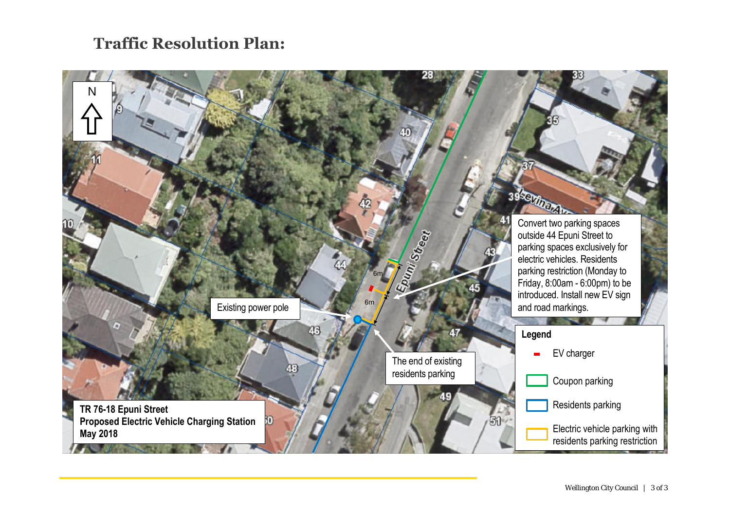# Traffic Resolution Plan:

N

Existing power pole

Convert two parking spaces outside 44 Epuni Street to parking spaces exclusively for electric vehicles. Residents parking restriction (Monday to Friday, 8:00am - 6:00pm) to be introduced. Install new EV sign and road markings.

The end of existing residents parking

6m

6m

Epuni Street

Legend

EV charger

Coupon parking

Residents parking

Electric vehicle parking with residents parking restriction

**TR 76-18 Epuni Street**
**Proposed Electric Vehicle Charging Station**
**May 2018**

Wellington City Council